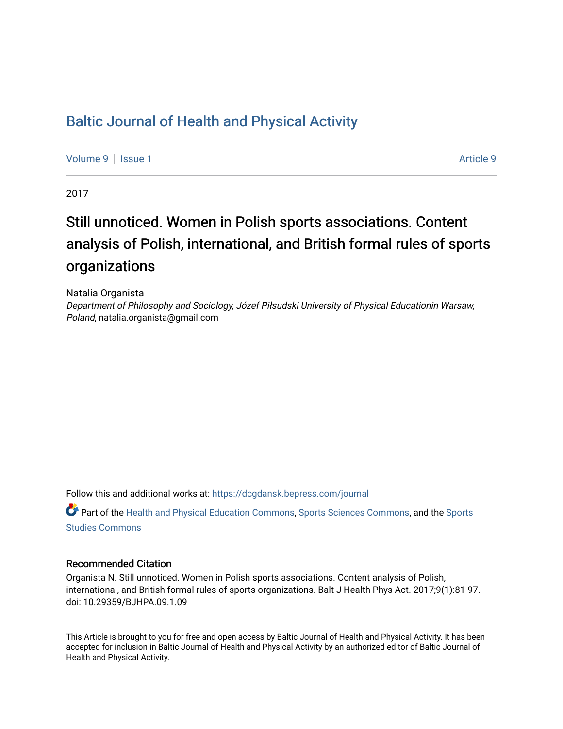# Baltic Journal of Health and Physical Activity

Volume 9 | Issue 1 Article 9

2017

## Still unnoticed. Women in Polish sports associations. Content analysis of Polish, international, and British formal rules of sports organizations

Natalia Organista
*Department of Philosophy and Sociology, Józef Piłsudski University of Physical Educationin Warsaw, Poland*, natalia.organista@gmail.com

Follow this and additional works at: https://dcgdansk.bepress.com/journal

Part of the Health and Physical Education Commons, Sports Sciences Commons, and the Sports Studies Commons

### Recommended Citation

Organista N. Still unnoticed. Women in Polish sports associations. Content analysis of Polish, international, and British formal rules of sports organizations. Balt J Health Phys Act. 2017;9(1):81-97. doi: 10.29359/BJHPA.09.1.09

This Article is brought to you for free and open access by Baltic Journal of Health and Physical Activity. It has been accepted for inclusion in Baltic Journal of Health and Physical Activity by an authorized editor of Baltic Journal of Health and Physical Activity.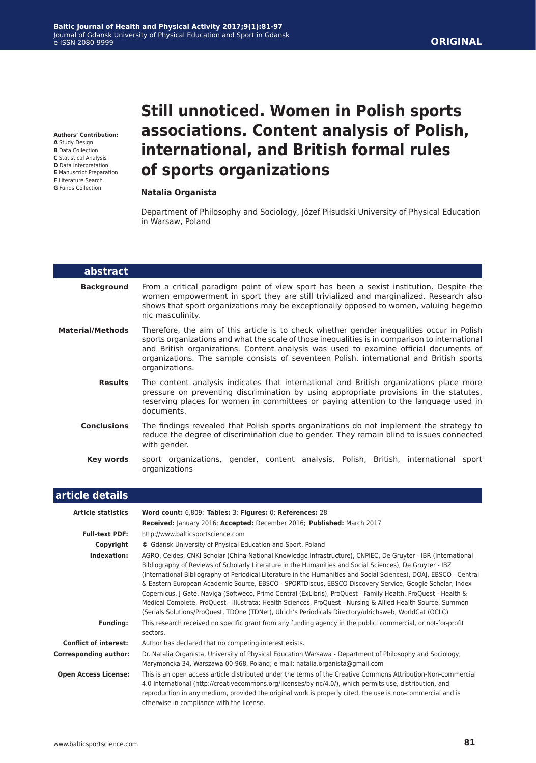**Authors' Contribution:**
**A** Study Design
**B** Data Collection
**C** Statistical Analysis
**D** Data Interpretation
**E** Manuscript Preparation
**F** Literature Search
**G** Funds Collection

# Still unnoticed. Women in Polish sports associations. Content analysis of Polish, international, and British formal rules of sports organizations

**Natalia Organista**

Department of Philosophy and Sociology, Józef Piłsudski University of Physical Education in Warsaw, Poland

## abstract

**Background** From a critical paradigm point of view sport has been a sexist institution. Despite the women empowerment in sport they are still trivialized and marginalized. Research also shows that sport organizations may be exceptionally opposed to women, valuing hegemo nic masculinity.

**Material/Methods** Therefore, the aim of this article is to check whether gender inequalities occur in Polish sports organizations and what the scale of those inequalities is in comparison to international and British organizations. Content analysis was used to examine official documents of organizations. The sample consists of seventeen Polish, international and British sports organizations.

**Results** The content analysis indicates that international and British organizations place more pressure on preventing discrimination by using appropriate provisions in the statutes, reserving places for women in committees or paying attention to the language used in documents.

**Conclusions** The findings revealed that Polish sports organizations do not implement the strategy to reduce the degree of discrimination due to gender. They remain blind to issues connected with gender.

**Key words** sport organizations, gender, content analysis, Polish, British, international sport organizations

## article details

**Article statistics** **Word count:** 6,809; **Tables:** 3; **Figures:** 0; **References:** 28

**Received:** January 2016; **Accepted:** December 2016; **Published:** March 2017

**Full-text PDF:** http://www.balticsportscience.com

**Copyright** © Gdansk University of Physical Education and Sport, Poland

**Indexation:** AGRO, Celdes, CNKI Scholar (China National Knowledge Infrastructure), CNPIEC, De Gruyter - IBR (International Bibliography of Reviews of Scholarly Literature in the Humanities and Social Sciences), De Gruyter - IBZ (International Bibliography of Periodical Literature in the Humanities and Social Sciences), DOAJ, EBSCO - Central & Eastern European Academic Source, EBSCO - SPORTDiscus, EBSCO Discovery Service, Google Scholar, Index Copernicus, J-Gate, Naviga (Softweco, Primo Central (ExLibris), ProQuest - Family Health, ProQuest - Health & Medical Complete, ProQuest - Illustrata: Health Sciences, ProQuest - Nursing & Allied Health Source, Summon (Serials Solutions/ProQuest, TDOne (TDNet), Ulrich's Periodicals Directory/ulrichsweb, WorldCat (OCLC)

**Funding:** This research received no specific grant from any funding agency in the public, commercial, or not-for-profit sectors.

**Conflict of interest:** Author has declared that no competing interest exists.

**Corresponding author:** Dr. Natalia Organista, University of Physical Education Warsaw - Department of Philosophy and Sociology, Marymoncka 34, Warszawa 00-968, Poland; e-mail: natalia.organista@gmail.com

**Open Access License:** This is an open access article distributed under the terms of the Creative Commons Attribution-Non-commercial 4.0 International (http://creativecommons.org/licenses/by-nc/4.0/), which permits use, distribution, and reproduction in any medium, provided the original work is properly cited, the use is non-commercial and is otherwise in compliance with the license.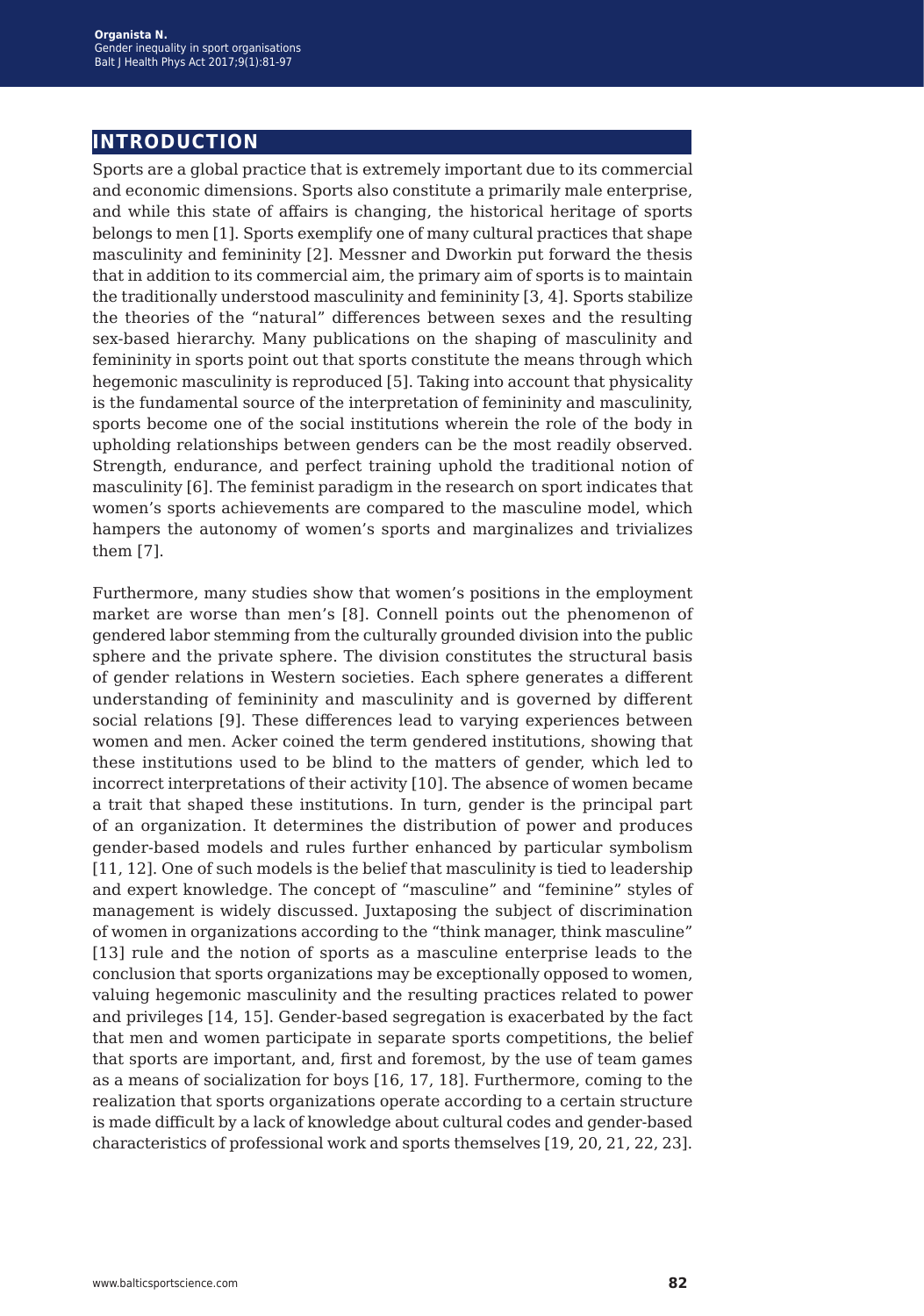## INTRODUCTION

Sports are a global practice that is extremely important due to its commercial and economic dimensions. Sports also constitute a primarily male enterprise, and while this state of affairs is changing, the historical heritage of sports belongs to men [1]. Sports exemplify one of many cultural practices that shape masculinity and femininity [2]. Messner and Dworkin put forward the thesis that in addition to its commercial aim, the primary aim of sports is to maintain the traditionally understood masculinity and femininity [3, 4]. Sports stabilize the theories of the "natural" differences between sexes and the resulting sex-based hierarchy. Many publications on the shaping of masculinity and femininity in sports point out that sports constitute the means through which hegemonic masculinity is reproduced [5]. Taking into account that physicality is the fundamental source of the interpretation of femininity and masculinity, sports become one of the social institutions wherein the role of the body in upholding relationships between genders can be the most readily observed. Strength, endurance, and perfect training uphold the traditional notion of masculinity [6]. The feminist paradigm in the research on sport indicates that women's sports achievements are compared to the masculine model, which hampers the autonomy of women's sports and marginalizes and trivializes them [7].

Furthermore, many studies show that women's positions in the employment market are worse than men's [8]. Connell points out the phenomenon of gendered labor stemming from the culturally grounded division into the public sphere and the private sphere. The division constitutes the structural basis of gender relations in Western societies. Each sphere generates a different understanding of femininity and masculinity and is governed by different social relations [9]. These differences lead to varying experiences between women and men. Acker coined the term gendered institutions, showing that these institutions used to be blind to the matters of gender, which led to incorrect interpretations of their activity [10]. The absence of women became a trait that shaped these institutions. In turn, gender is the principal part of an organization. It determines the distribution of power and produces gender-based models and rules further enhanced by particular symbolism [11, 12]. One of such models is the belief that masculinity is tied to leadership and expert knowledge. The concept of "masculine" and "feminine" styles of management is widely discussed. Juxtaposing the subject of discrimination of women in organizations according to the "think manager, think masculine" [13] rule and the notion of sports as a masculine enterprise leads to the conclusion that sports organizations may be exceptionally opposed to women, valuing hegemonic masculinity and the resulting practices related to power and privileges [14, 15]. Gender-based segregation is exacerbated by the fact that men and women participate in separate sports competitions, the belief that sports are important, and, first and foremost, by the use of team games as a means of socialization for boys [16, 17, 18]. Furthermore, coming to the realization that sports organizations operate according to a certain structure is made difficult by a lack of knowledge about cultural codes and gender-based characteristics of professional work and sports themselves [19, 20, 21, 22, 23].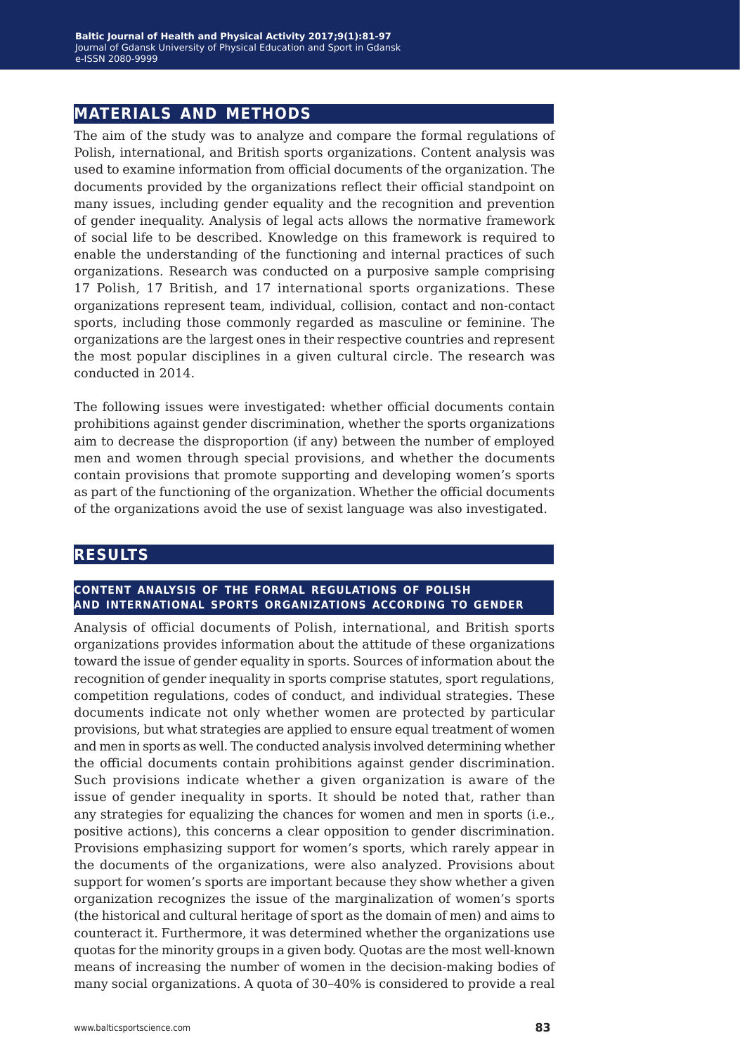## MATERIALS AND METHODS

The aim of the study was to analyze and compare the formal regulations of Polish, international, and British sports organizations. Content analysis was used to examine information from official documents of the organization. The documents provided by the organizations reflect their official standpoint on many issues, including gender equality and the recognition and prevention of gender inequality. Analysis of legal acts allows the normative framework of social life to be described. Knowledge on this framework is required to enable the understanding of the functioning and internal practices of such organizations. Research was conducted on a purposive sample comprising 17 Polish, 17 British, and 17 international sports organizations. These organizations represent team, individual, collision, contact and non-contact sports, including those commonly regarded as masculine or feminine. The organizations are the largest ones in their respective countries and represent the most popular disciplines in a given cultural circle. The research was conducted in 2014.

The following issues were investigated: whether official documents contain prohibitions against gender discrimination, whether the sports organizations aim to decrease the disproportion (if any) between the number of employed men and women through special provisions, and whether the documents contain provisions that promote supporting and developing women's sports as part of the functioning of the organization. Whether the official documents of the organizations avoid the use of sexist language was also investigated.

## RESULTS

### CONTENT ANALYSIS OF THE FORMAL REGULATIONS OF POLISH AND INTERNATIONAL SPORTS ORGANIZATIONS ACCORDING TO GENDER

Analysis of official documents of Polish, international, and British sports organizations provides information about the attitude of these organizations toward the issue of gender equality in sports. Sources of information about the recognition of gender inequality in sports comprise statutes, sport regulations, competition regulations, codes of conduct, and individual strategies. These documents indicate not only whether women are protected by particular provisions, but what strategies are applied to ensure equal treatment of women and men in sports as well. The conducted analysis involved determining whether the official documents contain prohibitions against gender discrimination. Such provisions indicate whether a given organization is aware of the issue of gender inequality in sports. It should be noted that, rather than any strategies for equalizing the chances for women and men in sports (i.e., positive actions), this concerns a clear opposition to gender discrimination. Provisions emphasizing support for women's sports, which rarely appear in the documents of the organizations, were also analyzed. Provisions about support for women's sports are important because they show whether a given organization recognizes the issue of the marginalization of women's sports (the historical and cultural heritage of sport as the domain of men) and aims to counteract it. Furthermore, it was determined whether the organizations use quotas for the minority groups in a given body. Quotas are the most well-known means of increasing the number of women in the decision-making bodies of many social organizations. A quota of 30–40% is considered to provide a real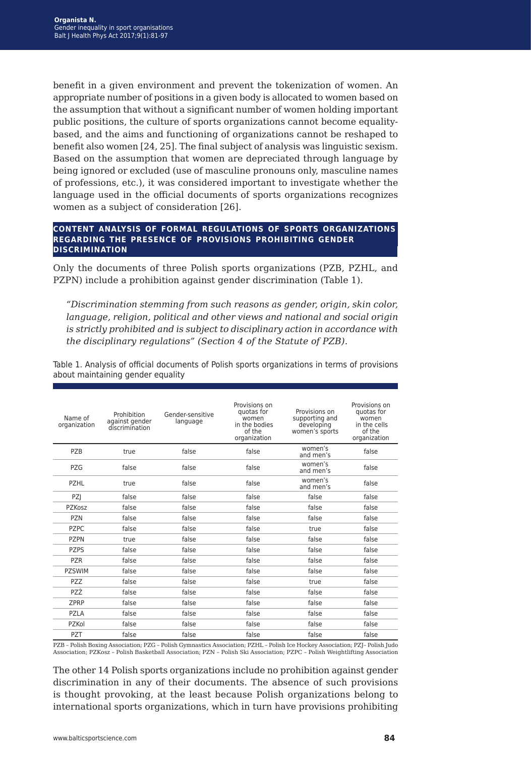benefit in a given environment and prevent the tokenization of women. An appropriate number of positions in a given body is allocated to women based on the assumption that without a significant number of women holding important public positions, the culture of sports organizations cannot become equality-based, and the aims and functioning of organizations cannot be reshaped to benefit also women [24, 25]. The final subject of analysis was linguistic sexism. Based on the assumption that women are depreciated through language by being ignored or excluded (use of masculine pronouns only, masculine names of professions, etc.), it was considered important to investigate whether the language used in the official documents of sports organizations recognizes women as a subject of consideration [26].

## CONTENT ANALYSIS OF FORMAL REGULATIONS OF SPORTS ORGANIZATIONS REGARDING THE PRESENCE OF PROVISIONS PROHIBITING GENDER DISCRIMINATION

Only the documents of three Polish sports organizations (PZB, PZHL, and PZPN) include a prohibition against gender discrimination (Table 1).

> *"Discrimination stemming from such reasons as gender, origin, skin color, language, religion, political and other views and national and social origin is strictly prohibited and is subject to disciplinary action in accordance with the disciplinary regulations" (Section 4 of the Statute of PZB).*

Table 1. Analysis of official documents of Polish sports organizations in terms of provisions about maintaining gender equality

| Name of organization | Prohibition against gender discrimination | Gender-sensitive language | Provisions on quotas for women in the bodies of the organization | Provisions on supporting and developing women's sports | Provisions on quotas for women in the cells of the organization |
|---|---|---|---|---|---|
| PZB | true | false | false | women's and men's | false |
| PZG | false | false | false | women's and men's | false |
| PZHL | true | false | false | women's and men's | false |
| PZJ | false | false | false | false | false |
| PZKosz | false | false | false | false | false |
| PZN | false | false | false | false | false |
| PZPC | false | false | false | true | false |
| PZPN | true | false | false | false | false |
| PZPS | false | false | false | false | false |
| PZR | false | false | false | false | false |
| PZSWIM | false | false | false | false | false |
| PZZ | false | false | false | true | false |
| PZŻ | false | false | false | false | false |
| ZPRP | false | false | false | false | false |
| PZLA | false | false | false | false | false |
| PZKol | false | false | false | false | false |
| PZT | false | false | false | false | false |

PZB – Polish Boxing Association; PZG – Polish Gymnastics Association; PZHL – Polish Ice Hockey Association; PZJ– Polish Judo Association; PZKosz – Polish Basketball Association; PZN – Polish Ski Association; PZPC – Polish Weightlifting Association

The other 14 Polish sports organizations include no prohibition against gender discrimination in any of their documents. The absence of such provisions is thought provoking, at the least because Polish organizations belong to international sports organizations, which in turn have provisions prohibiting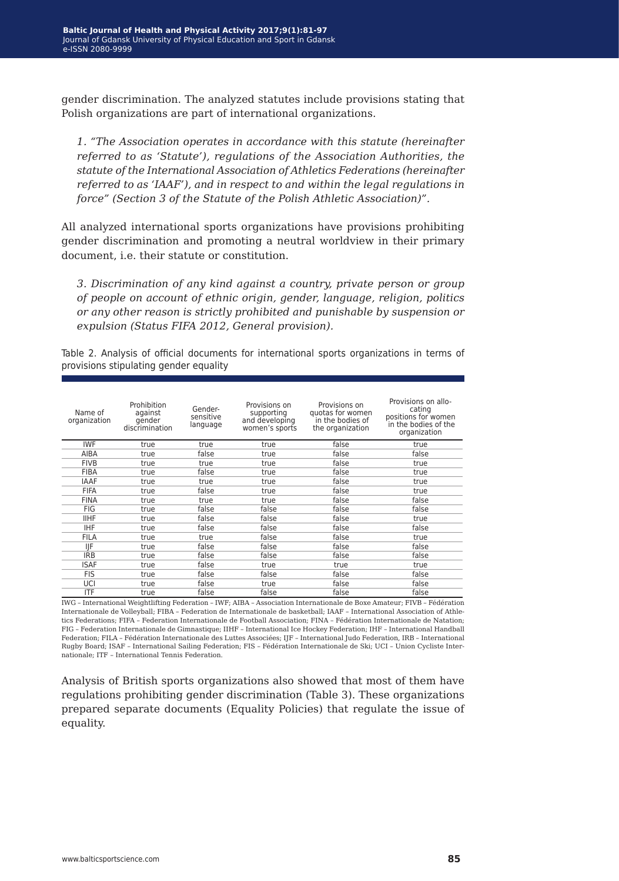gender discrimination. The analyzed statutes include provisions stating that Polish organizations are part of international organizations.

*1. "The Association operates in accordance with this statute (hereinafter referred to as 'Statute'), regulations of the Association Authorities, the statute of the International Association of Athletics Federations (hereinafter referred to as 'IAAF'), and in respect to and within the legal regulations in force" (Section 3 of the Statute of the Polish Athletic Association)".*

All analyzed international sports organizations have provisions prohibiting gender discrimination and promoting a neutral worldview in their primary document, i.e. their statute or constitution.

*3. Discrimination of any kind against a country, private person or group of people on account of ethnic origin, gender, language, religion, politics or any other reason is strictly prohibited and punishable by suspension or expulsion (Status FIFA 2012, General provision).*

Table 2. Analysis of official documents for international sports organizations in terms of provisions stipulating gender equality

| Name of organization | Prohibition against gender discrimination | Gender-sensitive language | Provisions on supporting and developing women's sports | Provisions on quotas for women in the bodies of the organization | Provisions on allocating positions for women in the bodies of the organization |
|---|---|---|---|---|---|
| IWF | true | true | true | false | true |
| AIBA | true | false | true | false | false |
| FIVB | true | true | true | false | true |
| FIBA | true | false | true | false | true |
| IAAF | true | true | true | false | true |
| FIFA | true | false | true | false | true |
| FINA | true | true | true | false | false |
| FIG | true | false | false | false | false |
| IIHF | true | false | false | false | true |
| IHF | true | false | false | false | false |
| FILA | true | true | false | false | true |
| IJF | true | false | false | false | false |
| IRB | true | false | false | false | false |
| ISAF | true | false | true | true | true |
| FIS | true | false | false | false | false |
| UCI | true | false | true | false | false |
| ITF | true | false | false | false | false |

IWG – International Weightlifting Federation – IWF; AIBA – Association Internationale de Boxe Amateur; FIVB – Fédération Internationale de Volleyball; FIBA – Federation de Internationale de basketball; IAAF – International Association of Athletics Federations; FIFA – Federation Internationale de Football Association; FINA – Fédération Internationale de Natation; FIG – Federation Internationale de Gimnastique; IIHF – International Ice Hockey Federation; IHF – International Handball Federation; FILA – Fédération Internationale des Luttes Associées; IJF – International Judo Federation, IRB – International Rugby Board; ISAF – International Sailing Federation; FIS – Fédération Internationale de Ski; UCI – Union Cycliste Internationale; ITF – International Tennis Federation.

Analysis of British sports organizations also showed that most of them have regulations prohibiting gender discrimination (Table 3). These organizations prepared separate documents (Equality Policies) that regulate the issue of equality.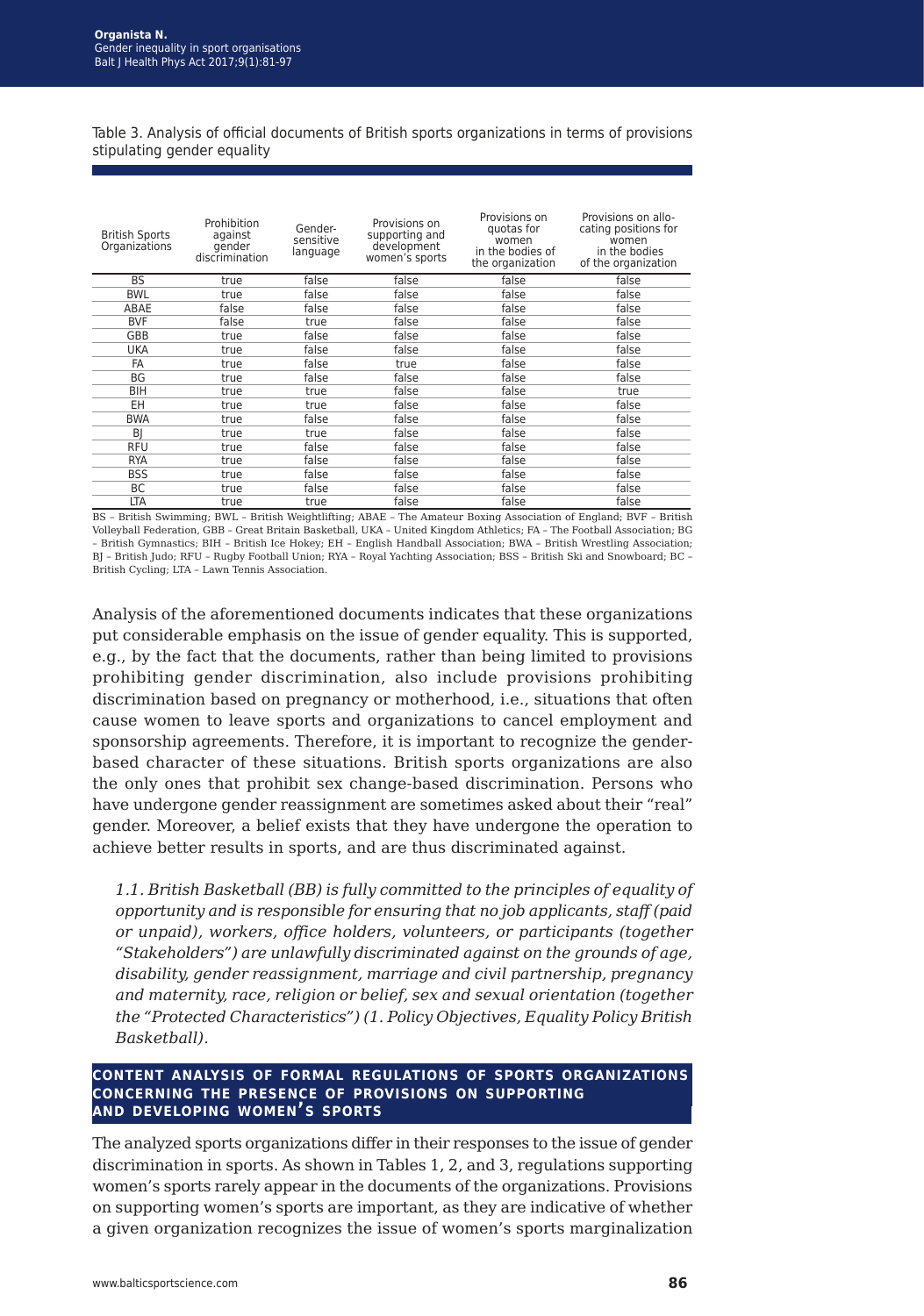Table 3. Analysis of official documents of British sports organizations in terms of provisions stipulating gender equality

| British Sports Organizations | Prohibition against gender discrimination | Gender-sensitive language | Provisions on supporting and development women's sports | Provisions on quotas for women in the bodies of the organization | Provisions on allocating positions for women in the bodies of the organization |
|---|---|---|---|---|---|
| BS | true | false | false | false | false |
| BWL | true | false | false | false | false |
| ABAE | false | false | false | false | false |
| BVF | false | true | false | false | false |
| GBB | true | false | false | false | false |
| UKA | true | false | false | false | false |
| FA | true | false | true | false | false |
| BG | true | false | false | false | false |
| BIH | true | true | false | false | true |
| EH | true | true | false | false | false |
| BWA | true | false | false | false | false |
| BJ | true | true | false | false | false |
| RFU | true | false | false | false | false |
| RYA | true | false | false | false | false |
| BSS | true | false | false | false | false |
| BC | true | false | false | false | false |
| LTA | true | true | false | false | false |

BS – British Swimming; BWL – British Weightlifting; ABAE – The Amateur Boxing Association of England; BVF – British Volleyball Federation, GBB – Great Britain Basketball, UKA – United Kingdom Athletics; FA – The Football Association; BG – British Gymnastics; BIH – British Ice Hokey; EH – English Handball Association; BWA – British Wrestling Association; BJ – British Judo; RFU – Rugby Football Union; RYA – Royal Yachting Association; BSS – British Ski and Snowboard; BC – British Cycling; LTA – Lawn Tennis Association.

Analysis of the aforementioned documents indicates that these organizations put considerable emphasis on the issue of gender equality. This is supported, e.g., by the fact that the documents, rather than being limited to provisions prohibiting gender discrimination, also include provisions prohibiting discrimination based on pregnancy or motherhood, i.e., situations that often cause women to leave sports and organizations to cancel employment and sponsorship agreements. Therefore, it is important to recognize the gender-based character of these situations. British sports organizations are also the only ones that prohibit sex change-based discrimination. Persons who have undergone gender reassignment are sometimes asked about their "real" gender. Moreover, a belief exists that they have undergone the operation to achieve better results in sports, and are thus discriminated against.

*1.1. British Basketball (BB) is fully committed to the principles of equality of opportunity and is responsible for ensuring that no job applicants, staff (paid or unpaid), workers, office holders, volunteers, or participants (together "Stakeholders") are unlawfully discriminated against on the grounds of age, disability, gender reassignment, marriage and civil partnership, pregnancy and maternity, race, religion or belief, sex and sexual orientation (together the "Protected Characteristics") (1. Policy Objectives, Equality Policy British Basketball).*

## CONTENT ANALYSIS OF FORMAL REGULATIONS OF SPORTS ORGANIZATIONS CONCERNING THE PRESENCE OF PROVISIONS ON SUPPORTING AND DEVELOPING WOMEN'S SPORTS

The analyzed sports organizations differ in their responses to the issue of gender discrimination in sports. As shown in Tables 1, 2, and 3, regulations supporting women's sports rarely appear in the documents of the organizations. Provisions on supporting women's sports are important, as they are indicative of whether a given organization recognizes the issue of women's sports marginalization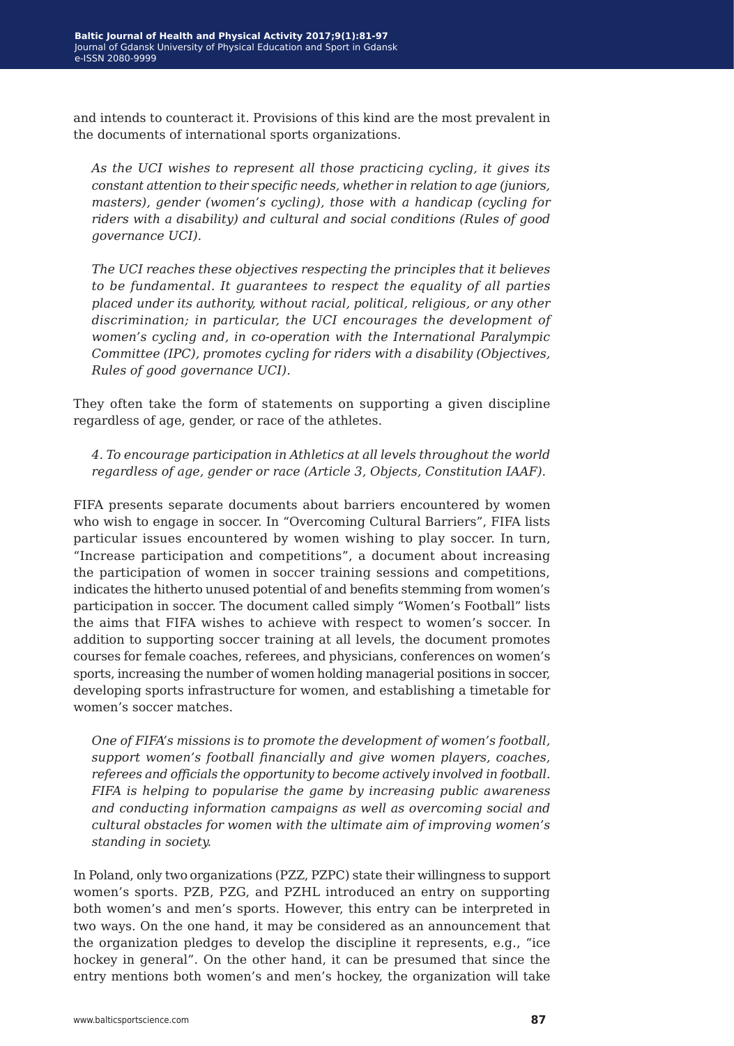and intends to counteract it. Provisions of this kind are the most prevalent in the documents of international sports organizations.

> *As the UCI wishes to represent all those practicing cycling, it gives its constant attention to their specific needs, whether in relation to age (juniors, masters), gender (women's cycling), those with a handicap (cycling for riders with a disability) and cultural and social conditions (Rules of good governance UCI).*

> *The UCI reaches these objectives respecting the principles that it believes to be fundamental. It guarantees to respect the equality of all parties placed under its authority, without racial, political, religious, or any other discrimination; in particular, the UCI encourages the development of women's cycling and, in co-operation with the International Paralympic Committee (IPC), promotes cycling for riders with a disability (Objectives, Rules of good governance UCI).*

They often take the form of statements on supporting a given discipline regardless of age, gender, or race of the athletes.

> *4. To encourage participation in Athletics at all levels throughout the world regardless of age, gender or race (Article 3, Objects, Constitution IAAF).*

FIFA presents separate documents about barriers encountered by women who wish to engage in soccer. In "Overcoming Cultural Barriers", FIFA lists particular issues encountered by women wishing to play soccer. In turn, "Increase participation and competitions", a document about increasing the participation of women in soccer training sessions and competitions, indicates the hitherto unused potential of and benefits stemming from women's participation in soccer. The document called simply "Women's Football" lists the aims that FIFA wishes to achieve with respect to women's soccer. In addition to supporting soccer training at all levels, the document promotes courses for female coaches, referees, and physicians, conferences on women's sports, increasing the number of women holding managerial positions in soccer, developing sports infrastructure for women, and establishing a timetable for women's soccer matches.

> *One of FIFA's missions is to promote the development of women's football, support women's football financially and give women players, coaches, referees and officials the opportunity to become actively involved in football. FIFA is helping to popularise the game by increasing public awareness and conducting information campaigns as well as overcoming social and cultural obstacles for women with the ultimate aim of improving women's standing in society.*

In Poland, only two organizations (PZZ, PZPC) state their willingness to support women's sports. PZB, PZG, and PZHL introduced an entry on supporting both women's and men's sports. However, this entry can be interpreted in two ways. On the one hand, it may be considered as an announcement that the organization pledges to develop the discipline it represents, e.g., "ice hockey in general". On the other hand, it can be presumed that since the entry mentions both women's and men's hockey, the organization will take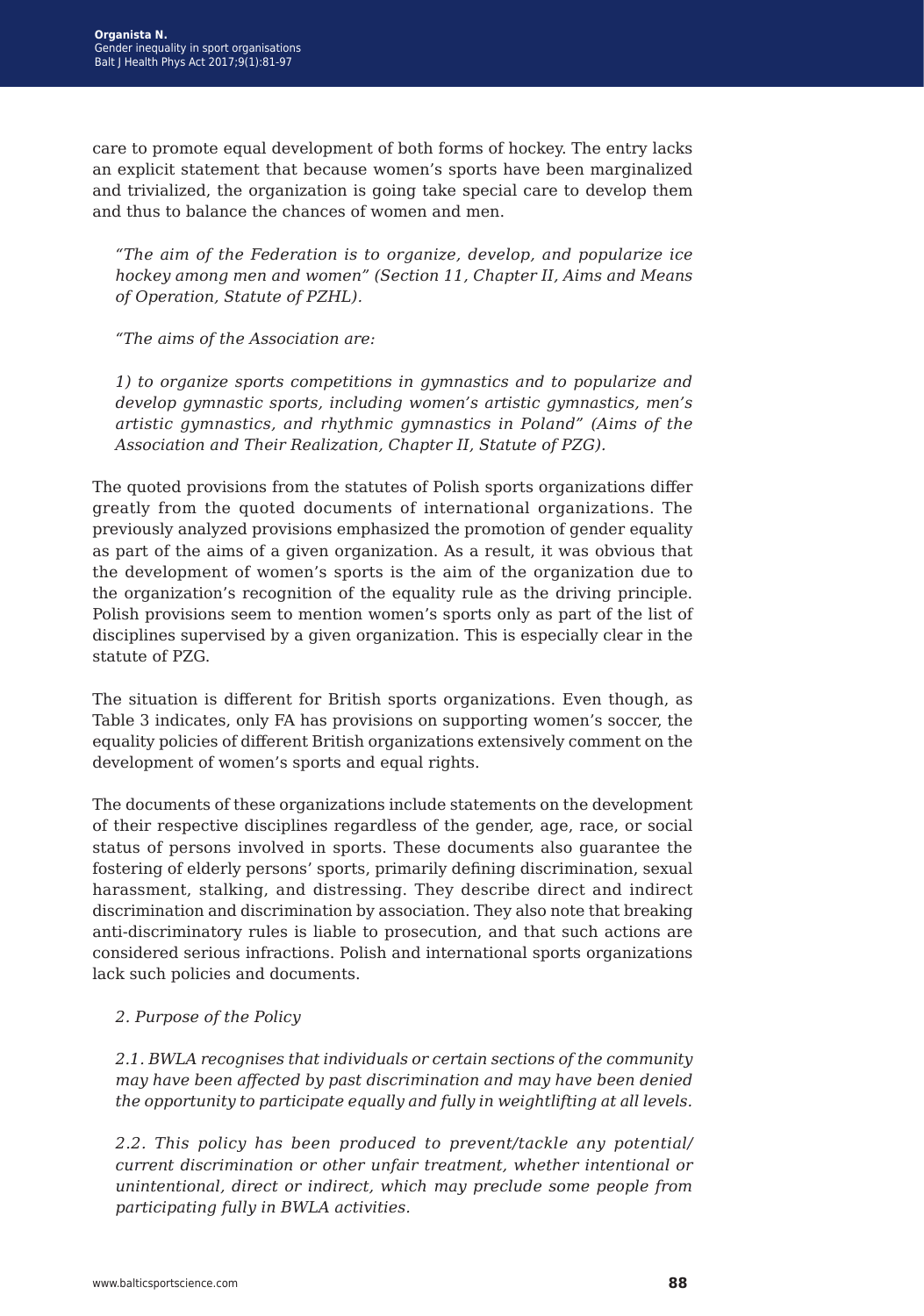care to promote equal development of both forms of hockey. The entry lacks an explicit statement that because women's sports have been marginalized and trivialized, the organization is going take special care to develop them and thus to balance the chances of women and men.

*"The aim of the Federation is to organize, develop, and popularize ice hockey among men and women" (Section 11, Chapter II, Aims and Means of Operation, Statute of PZHL).*

*"The aims of the Association are:*

*1) to organize sports competitions in gymnastics and to popularize and develop gymnastic sports, including women's artistic gymnastics, men's artistic gymnastics, and rhythmic gymnastics in Poland" (Aims of the Association and Their Realization, Chapter II, Statute of PZG).*

The quoted provisions from the statutes of Polish sports organizations differ greatly from the quoted documents of international organizations. The previously analyzed provisions emphasized the promotion of gender equality as part of the aims of a given organization. As a result, it was obvious that the development of women's sports is the aim of the organization due to the organization's recognition of the equality rule as the driving principle. Polish provisions seem to mention women's sports only as part of the list of disciplines supervised by a given organization. This is especially clear in the statute of PZG.

The situation is different for British sports organizations. Even though, as Table 3 indicates, only FA has provisions on supporting women's soccer, the equality policies of different British organizations extensively comment on the development of women's sports and equal rights.

The documents of these organizations include statements on the development of their respective disciplines regardless of the gender, age, race, or social status of persons involved in sports. These documents also guarantee the fostering of elderly persons' sports, primarily defining discrimination, sexual harassment, stalking, and distressing. They describe direct and indirect discrimination and discrimination by association. They also note that breaking anti-discriminatory rules is liable to prosecution, and that such actions are considered serious infractions. Polish and international sports organizations lack such policies and documents.

*2. Purpose of the Policy*

*2.1. BWLA recognises that individuals or certain sections of the community may have been affected by past discrimination and may have been denied the opportunity to participate equally and fully in weightlifting at all levels.*

*2.2. This policy has been produced to prevent/tackle any potential/ current discrimination or other unfair treatment, whether intentional or unintentional, direct or indirect, which may preclude some people from participating fully in BWLA activities.*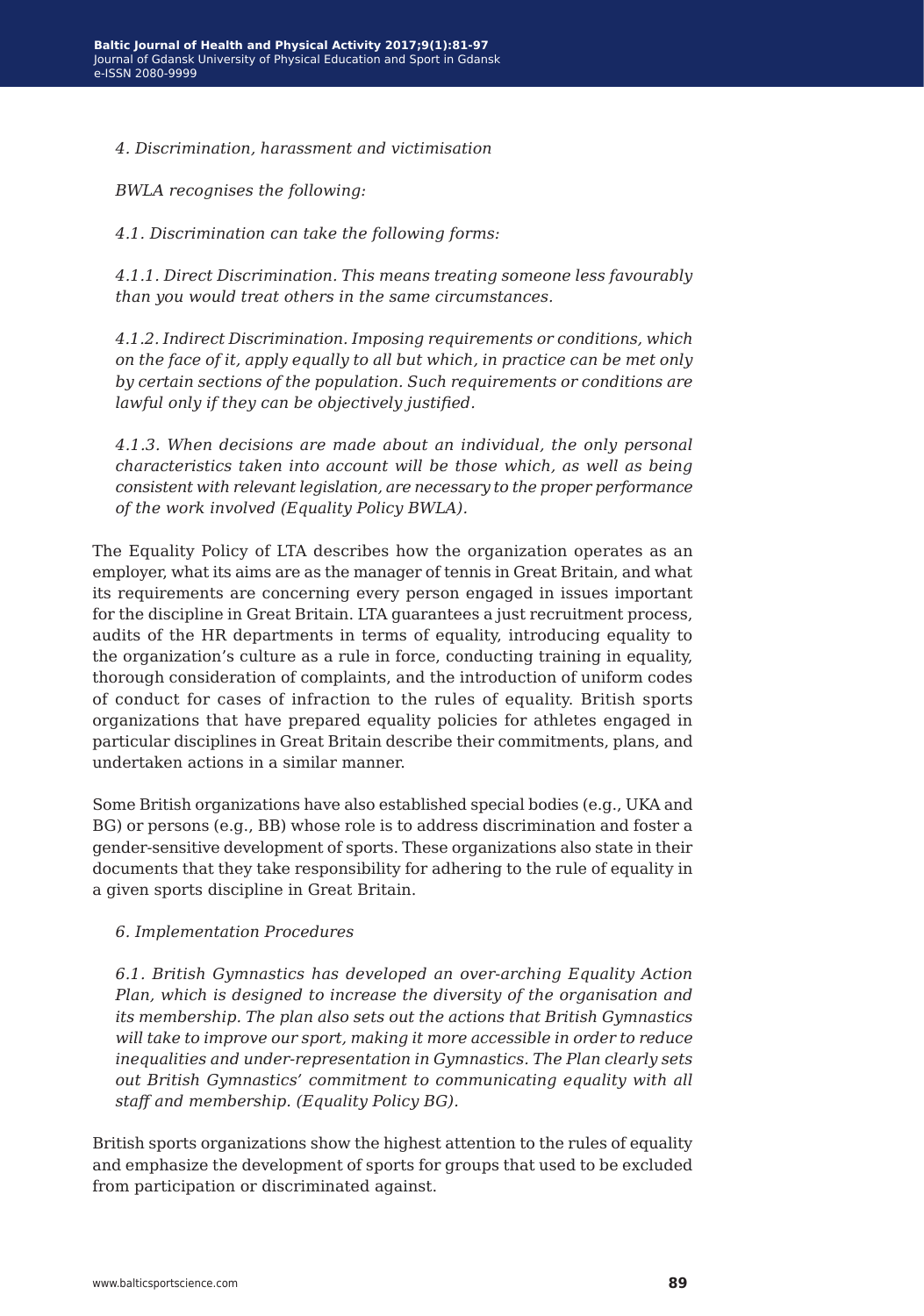*4. Discrimination, harassment and victimisation*

*BWLA recognises the following:*

*4.1. Discrimination can take the following forms:*

*4.1.1. Direct Discrimination. This means treating someone less favourably than you would treat others in the same circumstances.*

*4.1.2. Indirect Discrimination. Imposing requirements or conditions, which on the face of it, apply equally to all but which, in practice can be met only by certain sections of the population. Such requirements or conditions are lawful only if they can be objectively justified.*

*4.1.3. When decisions are made about an individual, the only personal characteristics taken into account will be those which, as well as being consistent with relevant legislation, are necessary to the proper performance of the work involved (Equality Policy BWLA).*

The Equality Policy of LTA describes how the organization operates as an employer, what its aims are as the manager of tennis in Great Britain, and what its requirements are concerning every person engaged in issues important for the discipline in Great Britain. LTA guarantees a just recruitment process, audits of the HR departments in terms of equality, introducing equality to the organization's culture as a rule in force, conducting training in equality, thorough consideration of complaints, and the introduction of uniform codes of conduct for cases of infraction to the rules of equality. British sports organizations that have prepared equality policies for athletes engaged in particular disciplines in Great Britain describe their commitments, plans, and undertaken actions in a similar manner.

Some British organizations have also established special bodies (e.g., UKA and BG) or persons (e.g., BB) whose role is to address discrimination and foster a gender-sensitive development of sports. These organizations also state in their documents that they take responsibility for adhering to the rule of equality in a given sports discipline in Great Britain.

*6. Implementation Procedures*

*6.1. British Gymnastics has developed an over-arching Equality Action Plan, which is designed to increase the diversity of the organisation and its membership. The plan also sets out the actions that British Gymnastics will take to improve our sport, making it more accessible in order to reduce inequalities and under-representation in Gymnastics. The Plan clearly sets out British Gymnastics' commitment to communicating equality with all staff and membership. (Equality Policy BG).*

British sports organizations show the highest attention to the rules of equality and emphasize the development of sports for groups that used to be excluded from participation or discriminated against.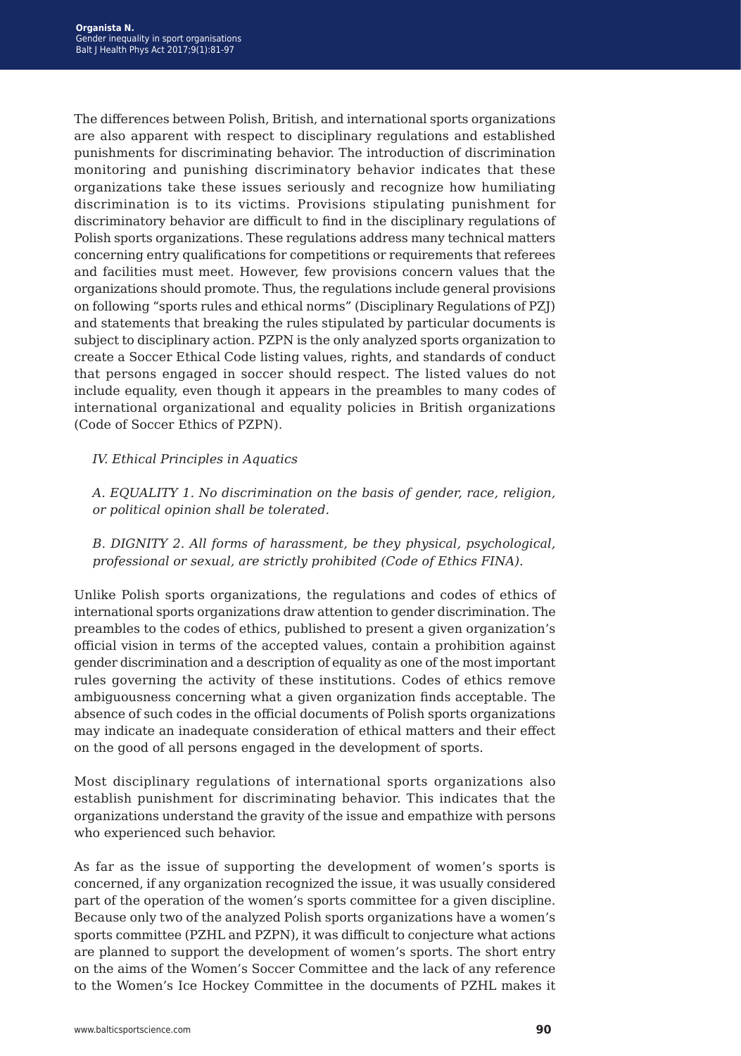The differences between Polish, British, and international sports organizations are also apparent with respect to disciplinary regulations and established punishments for discriminating behavior. The introduction of discrimination monitoring and punishing discriminatory behavior indicates that these organizations take these issues seriously and recognize how humiliating discrimination is to its victims. Provisions stipulating punishment for discriminatory behavior are difficult to find in the disciplinary regulations of Polish sports organizations. These regulations address many technical matters concerning entry qualifications for competitions or requirements that referees and facilities must meet. However, few provisions concern values that the organizations should promote. Thus, the regulations include general provisions on following "sports rules and ethical norms" (Disciplinary Regulations of PZJ) and statements that breaking the rules stipulated by particular documents is subject to disciplinary action. PZPN is the only analyzed sports organization to create a Soccer Ethical Code listing values, rights, and standards of conduct that persons engaged in soccer should respect. The listed values do not include equality, even though it appears in the preambles to many codes of international organizational and equality policies in British organizations (Code of Soccer Ethics of PZPN).

> *IV. Ethical Principles in Aquatics*
>
> *A. EQUALITY 1. No discrimination on the basis of gender, race, religion, or political opinion shall be tolerated.*
>
> *B. DIGNITY 2. All forms of harassment, be they physical, psychological, professional or sexual, are strictly prohibited (Code of Ethics FINA).*

Unlike Polish sports organizations, the regulations and codes of ethics of international sports organizations draw attention to gender discrimination. The preambles to the codes of ethics, published to present a given organization's official vision in terms of the accepted values, contain a prohibition against gender discrimination and a description of equality as one of the most important rules governing the activity of these institutions. Codes of ethics remove ambiguousness concerning what a given organization finds acceptable. The absence of such codes in the official documents of Polish sports organizations may indicate an inadequate consideration of ethical matters and their effect on the good of all persons engaged in the development of sports.

Most disciplinary regulations of international sports organizations also establish punishment for discriminating behavior. This indicates that the organizations understand the gravity of the issue and empathize with persons who experienced such behavior.

As far as the issue of supporting the development of women's sports is concerned, if any organization recognized the issue, it was usually considered part of the operation of the women's sports committee for a given discipline. Because only two of the analyzed Polish sports organizations have a women's sports committee (PZHL and PZPN), it was difficult to conjecture what actions are planned to support the development of women's sports. The short entry on the aims of the Women's Soccer Committee and the lack of any reference to the Women's Ice Hockey Committee in the documents of PZHL makes it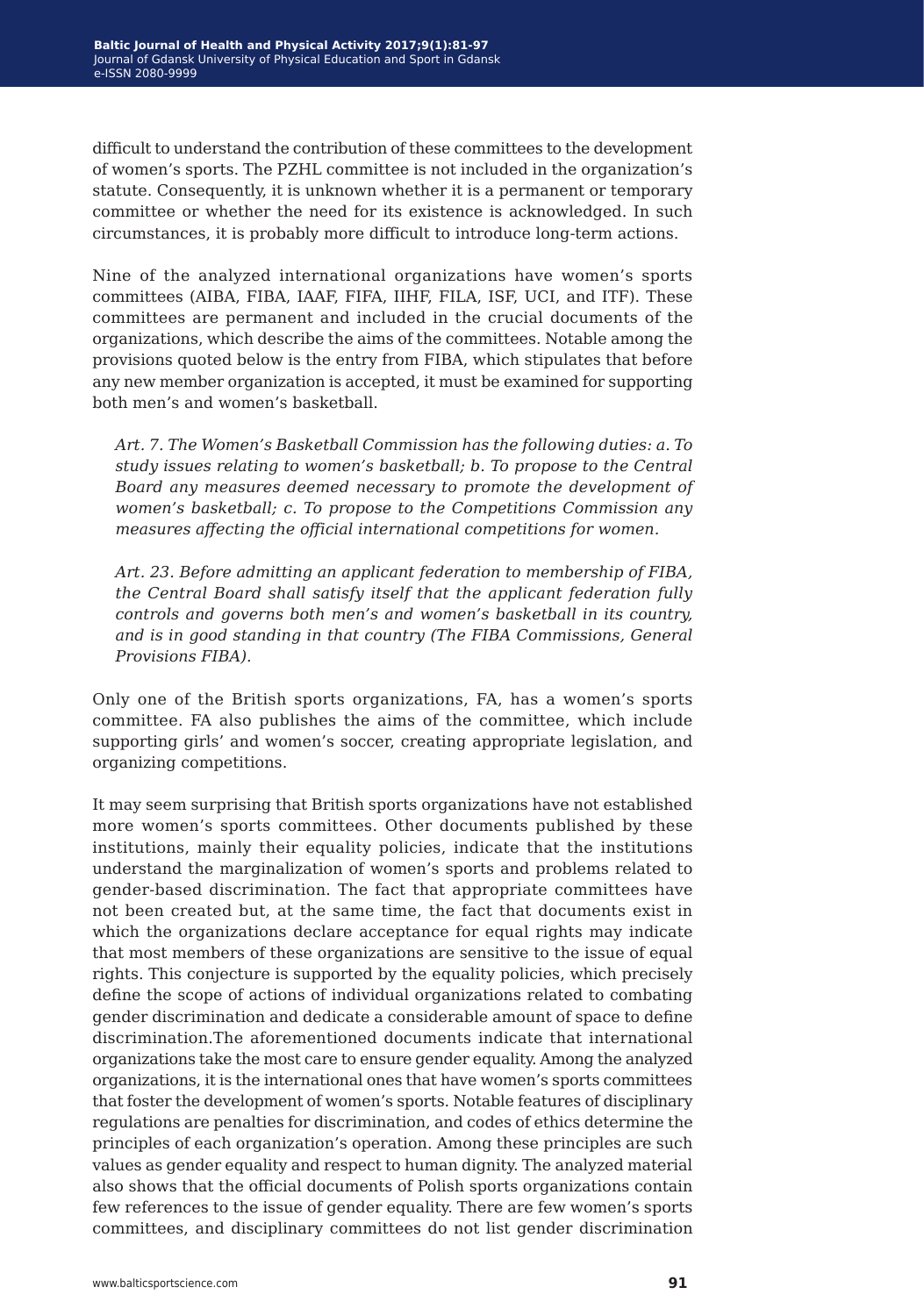difficult to understand the contribution of these committees to the development of women's sports. The PZHL committee is not included in the organization's statute. Consequently, it is unknown whether it is a permanent or temporary committee or whether the need for its existence is acknowledged. In such circumstances, it is probably more difficult to introduce long-term actions.

Nine of the analyzed international organizations have women's sports committees (AIBA, FIBA, IAAF, FIFA, IIHF, FILA, ISF, UCI, and ITF). These committees are permanent and included in the crucial documents of the organizations, which describe the aims of the committees. Notable among the provisions quoted below is the entry from FIBA, which stipulates that before any new member organization is accepted, it must be examined for supporting both men's and women's basketball.

> *Art. 7. The Women's Basketball Commission has the following duties: a. To study issues relating to women's basketball; b. To propose to the Central Board any measures deemed necessary to promote the development of women's basketball; c. To propose to the Competitions Commission any measures affecting the official international competitions for women.*
>
> *Art. 23. Before admitting an applicant federation to membership of FIBA, the Central Board shall satisfy itself that the applicant federation fully controls and governs both men's and women's basketball in its country, and is in good standing in that country (The FIBA Commissions, General Provisions FIBA).*

Only one of the British sports organizations, FA, has a women's sports committee. FA also publishes the aims of the committee, which include supporting girls' and women's soccer, creating appropriate legislation, and organizing competitions.

It may seem surprising that British sports organizations have not established more women's sports committees. Other documents published by these institutions, mainly their equality policies, indicate that the institutions understand the marginalization of women's sports and problems related to gender-based discrimination. The fact that appropriate committees have not been created but, at the same time, the fact that documents exist in which the organizations declare acceptance for equal rights may indicate that most members of these organizations are sensitive to the issue of equal rights. This conjecture is supported by the equality policies, which precisely define the scope of actions of individual organizations related to combating gender discrimination and dedicate a considerable amount of space to define discrimination.The aforementioned documents indicate that international organizations take the most care to ensure gender equality. Among the analyzed organizations, it is the international ones that have women's sports committees that foster the development of women's sports. Notable features of disciplinary regulations are penalties for discrimination, and codes of ethics determine the principles of each organization's operation. Among these principles are such values as gender equality and respect to human dignity. The analyzed material also shows that the official documents of Polish sports organizations contain few references to the issue of gender equality. There are few women's sports committees, and disciplinary committees do not list gender discrimination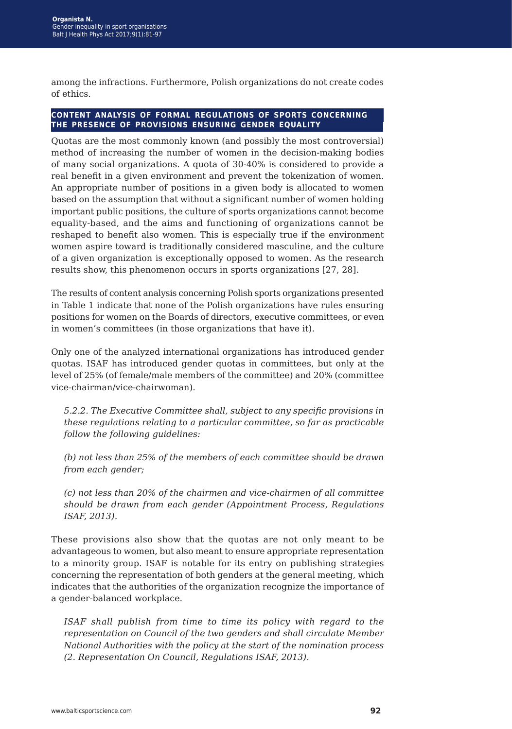among the infractions. Furthermore, Polish organizations do not create codes of ethics.

## CONTENT ANALYSIS OF FORMAL REGULATIONS OF SPORTS CONCERNING THE PRESENCE OF PROVISIONS ENSURING GENDER EQUALITY

Quotas are the most commonly known (and possibly the most controversial) method of increasing the number of women in the decision-making bodies of many social organizations. A quota of 30-40% is considered to provide a real benefit in a given environment and prevent the tokenization of women. An appropriate number of positions in a given body is allocated to women based on the assumption that without a significant number of women holding important public positions, the culture of sports organizations cannot become equality-based, and the aims and functioning of organizations cannot be reshaped to benefit also women. This is especially true if the environment women aspire toward is traditionally considered masculine, and the culture of a given organization is exceptionally opposed to women. As the research results show, this phenomenon occurs in sports organizations [27, 28].

The results of content analysis concerning Polish sports organizations presented in Table 1 indicate that none of the Polish organizations have rules ensuring positions for women on the Boards of directors, executive committees, or even in women's committees (in those organizations that have it).

Only one of the analyzed international organizations has introduced gender quotas. ISAF has introduced gender quotas in committees, but only at the level of 25% (of female/male members of the committee) and 20% (committee vice-chairman/vice-chairwoman).

> *5.2.2. The Executive Committee shall, subject to any specific provisions in these regulations relating to a particular committee, so far as practicable follow the following guidelines:*
>
> *(b) not less than 25% of the members of each committee should be drawn from each gender;*
>
> *(c) not less than 20% of the chairmen and vice-chairmen of all committee should be drawn from each gender (Appointment Process, Regulations ISAF, 2013).*

These provisions also show that the quotas are not only meant to be advantageous to women, but also meant to ensure appropriate representation to a minority group. ISAF is notable for its entry on publishing strategies concerning the representation of both genders at the general meeting, which indicates that the authorities of the organization recognize the importance of a gender-balanced workplace.

> *ISAF shall publish from time to time its policy with regard to the representation on Council of the two genders and shall circulate Member National Authorities with the policy at the start of the nomination process (2. Representation On Council, Regulations ISAF, 2013).*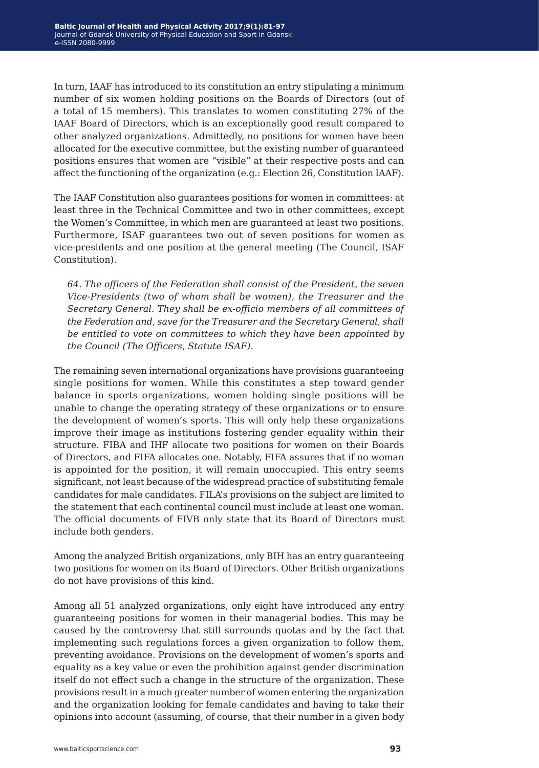In turn, IAAF has introduced to its constitution an entry stipulating a minimum number of six women holding positions on the Boards of Directors (out of a total of 15 members). This translates to women constituting 27% of the IAAF Board of Directors, which is an exceptionally good result compared to other analyzed organizations. Admittedly, no positions for women have been allocated for the executive committee, but the existing number of guaranteed positions ensures that women are "visible" at their respective posts and can affect the functioning of the organization (e.g.: Election 26, Constitution IAAF).

The IAAF Constitution also guarantees positions for women in committees: at least three in the Technical Committee and two in other committees, except the Women's Committee, in which men are guaranteed at least two positions. Furthermore, ISAF guarantees two out of seven positions for women as vice-presidents and one position at the general meeting (The Council, ISAF Constitution).

> *64. The officers of the Federation shall consist of the President, the seven Vice-Presidents (two of whom shall be women), the Treasurer and the Secretary General. They shall be ex-officio members of all committees of the Federation and, save for the Treasurer and the Secretary General, shall be entitled to vote on committees to which they have been appointed by the Council (The Officers, Statute ISAF).*

The remaining seven international organizations have provisions guaranteeing single positions for women. While this constitutes a step toward gender balance in sports organizations, women holding single positions will be unable to change the operating strategy of these organizations or to ensure the development of women's sports. This will only help these organizations improve their image as institutions fostering gender equality within their structure. FIBA and IHF allocate two positions for women on their Boards of Directors, and FIFA allocates one. Notably, FIFA assures that if no woman is appointed for the position, it will remain unoccupied. This entry seems significant, not least because of the widespread practice of substituting female candidates for male candidates. FILA's provisions on the subject are limited to the statement that each continental council must include at least one woman. The official documents of FIVB only state that its Board of Directors must include both genders.

Among the analyzed British organizations, only BIH has an entry guaranteeing two positions for women on its Board of Directors. Other British organizations do not have provisions of this kind.

Among all 51 analyzed organizations, only eight have introduced any entry guaranteeing positions for women in their managerial bodies. This may be caused by the controversy that still surrounds quotas and by the fact that implementing such regulations forces a given organization to follow them, preventing avoidance. Provisions on the development of women's sports and equality as a key value or even the prohibition against gender discrimination itself do not effect such a change in the structure of the organization. These provisions result in a much greater number of women entering the organization and the organization looking for female candidates and having to take their opinions into account (assuming, of course, that their number in a given body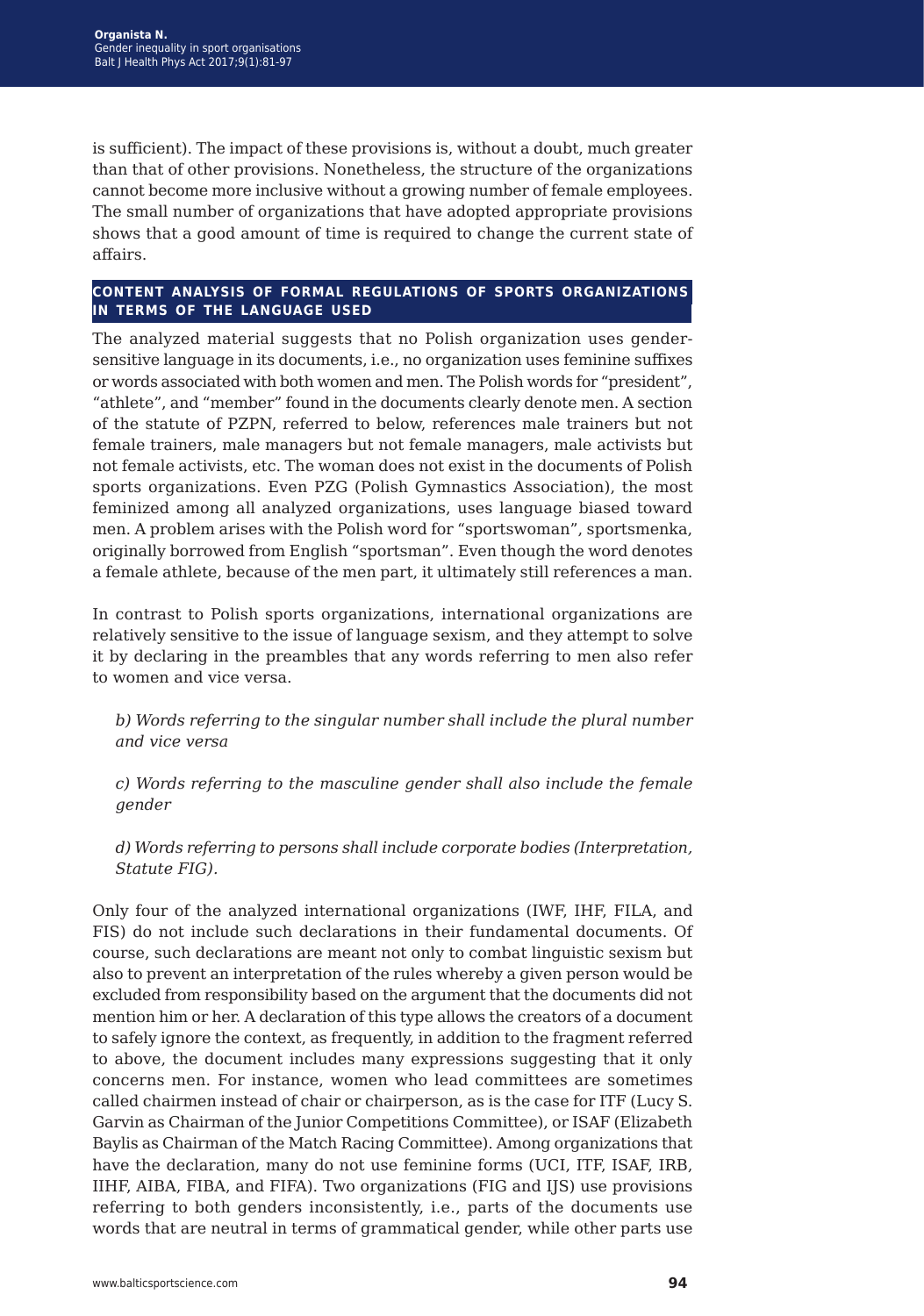is sufficient). The impact of these provisions is, without a doubt, much greater than that of other provisions. Nonetheless, the structure of the organizations cannot become more inclusive without a growing number of female employees. The small number of organizations that have adopted appropriate provisions shows that a good amount of time is required to change the current state of affairs.

## CONTENT ANALYSIS OF FORMAL REGULATIONS OF SPORTS ORGANIZATIONS IN TERMS OF THE LANGUAGE USED

The analyzed material suggests that no Polish organization uses gender-sensitive language in its documents, i.e., no organization uses feminine suffixes or words associated with both women and men. The Polish words for "president", "athlete", and "member" found in the documents clearly denote men. A section of the statute of PZPN, referred to below, references male trainers but not female trainers, male managers but not female managers, male activists but not female activists, etc. The woman does not exist in the documents of Polish sports organizations. Even PZG (Polish Gymnastics Association), the most feminized among all analyzed organizations, uses language biased toward men. A problem arises with the Polish word for "sportswoman", sportsmenka, originally borrowed from English "sportsman". Even though the word denotes a female athlete, because of the men part, it ultimately still references a man.

In contrast to Polish sports organizations, international organizations are relatively sensitive to the issue of language sexism, and they attempt to solve it by declaring in the preambles that any words referring to men also refer to women and vice versa.

> *b) Words referring to the singular number shall include the plural number and vice versa*
>
> *c) Words referring to the masculine gender shall also include the female gender*
>
> *d) Words referring to persons shall include corporate bodies (Interpretation, Statute FIG).*

Only four of the analyzed international organizations (IWF, IHF, FILA, and FIS) do not include such declarations in their fundamental documents. Of course, such declarations are meant not only to combat linguistic sexism but also to prevent an interpretation of the rules whereby a given person would be excluded from responsibility based on the argument that the documents did not mention him or her. A declaration of this type allows the creators of a document to safely ignore the context, as frequently, in addition to the fragment referred to above, the document includes many expressions suggesting that it only concerns men. For instance, women who lead committees are sometimes called chairmen instead of chair or chairperson, as is the case for ITF (Lucy S. Garvin as Chairman of the Junior Competitions Committee), or ISAF (Elizabeth Baylis as Chairman of the Match Racing Committee). Among organizations that have the declaration, many do not use feminine forms (UCI, ITF, ISAF, IRB, IIHF, AIBA, FIBA, and FIFA). Two organizations (FIG and IJS) use provisions referring to both genders inconsistently, i.e., parts of the documents use words that are neutral in terms of grammatical gender, while other parts use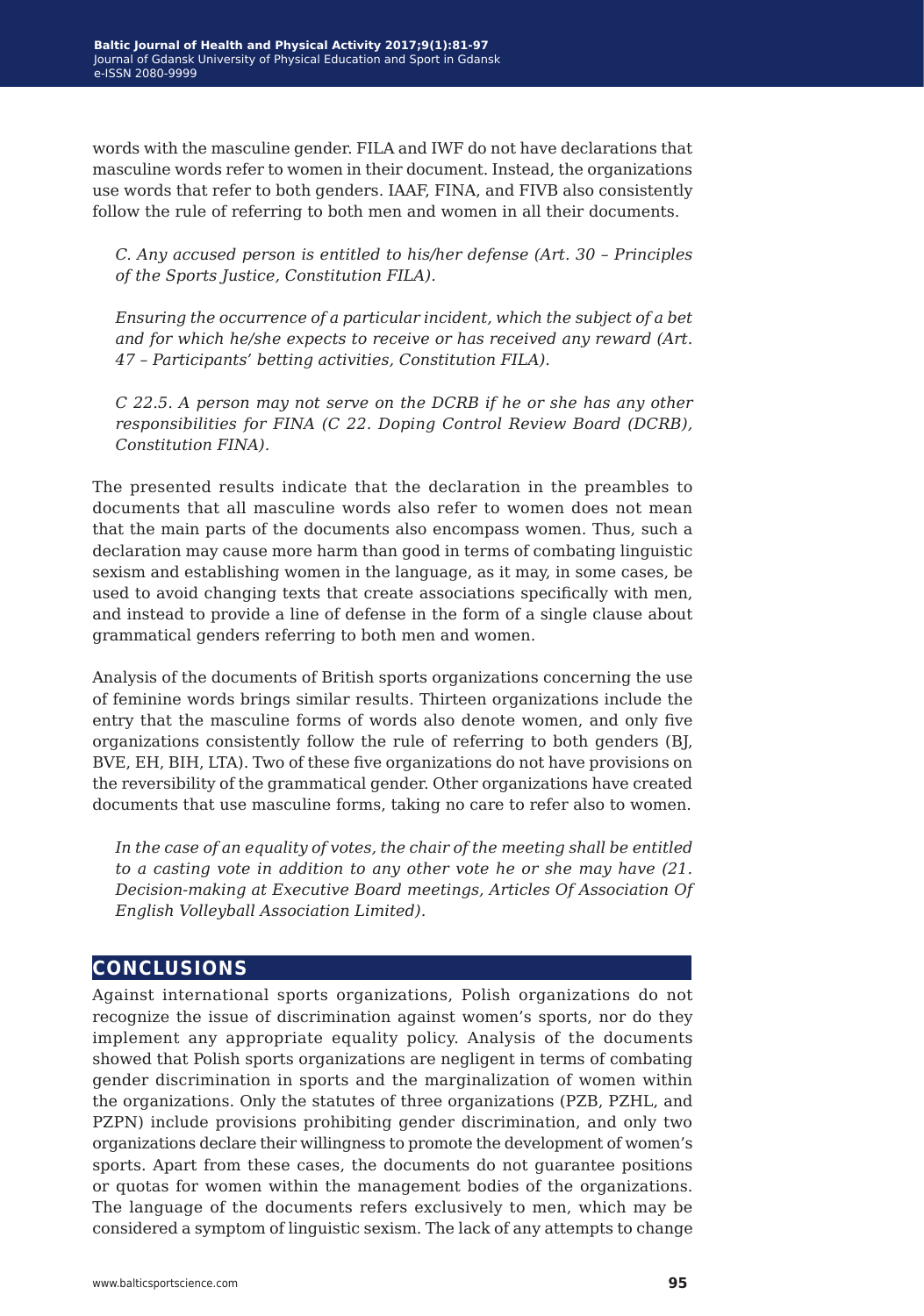words with the masculine gender. FILA and IWF do not have declarations that masculine words refer to women in their document. Instead, the organizations use words that refer to both genders. IAAF, FINA, and FIVB also consistently follow the rule of referring to both men and women in all their documents.

> *C. Any accused person is entitled to his/her defense (Art. 30 – Principles of the Sports Justice, Constitution FILA).*
>
> *Ensuring the occurrence of a particular incident, which the subject of a bet and for which he/she expects to receive or has received any reward (Art. 47 – Participants' betting activities, Constitution FILA).*
>
> *C 22.5. A person may not serve on the DCRB if he or she has any other responsibilities for FINA (C 22. Doping Control Review Board (DCRB), Constitution FINA).*

The presented results indicate that the declaration in the preambles to documents that all masculine words also refer to women does not mean that the main parts of the documents also encompass women. Thus, such a declaration may cause more harm than good in terms of combating linguistic sexism and establishing women in the language, as it may, in some cases, be used to avoid changing texts that create associations specifically with men, and instead to provide a line of defense in the form of a single clause about grammatical genders referring to both men and women.

Analysis of the documents of British sports organizations concerning the use of feminine words brings similar results. Thirteen organizations include the entry that the masculine forms of words also denote women, and only five organizations consistently follow the rule of referring to both genders (BJ, BVE, EH, BIH, LTA). Two of these five organizations do not have provisions on the reversibility of the grammatical gender. Other organizations have created documents that use masculine forms, taking no care to refer also to women.

> *In the case of an equality of votes, the chair of the meeting shall be entitled to a casting vote in addition to any other vote he or she may have (21. Decision-making at Executive Board meetings, Articles Of Association Of English Volleyball Association Limited).*

## CONCLUSIONS

Against international sports organizations, Polish organizations do not recognize the issue of discrimination against women's sports, nor do they implement any appropriate equality policy. Analysis of the documents showed that Polish sports organizations are negligent in terms of combating gender discrimination in sports and the marginalization of women within the organizations. Only the statutes of three organizations (PZB, PZHL, and PZPN) include provisions prohibiting gender discrimination, and only two organizations declare their willingness to promote the development of women's sports. Apart from these cases, the documents do not guarantee positions or quotas for women within the management bodies of the organizations. The language of the documents refers exclusively to men, which may be considered a symptom of linguistic sexism. The lack of any attempts to change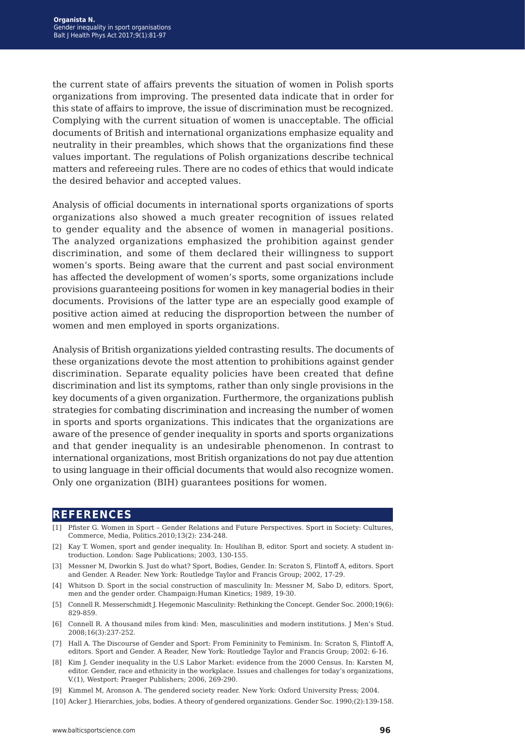the current state of affairs prevents the situation of women in Polish sports organizations from improving. The presented data indicate that in order for this state of affairs to improve, the issue of discrimination must be recognized. Complying with the current situation of women is unacceptable. The official documents of British and international organizations emphasize equality and neutrality in their preambles, which shows that the organizations find these values important. The regulations of Polish organizations describe technical matters and refereeing rules. There are no codes of ethics that would indicate the desired behavior and accepted values.

Analysis of official documents in international sports organizations of sports organizations also showed a much greater recognition of issues related to gender equality and the absence of women in managerial positions. The analyzed organizations emphasized the prohibition against gender discrimination, and some of them declared their willingness to support women's sports. Being aware that the current and past social environment has affected the development of women's sports, some organizations include provisions guaranteeing positions for women in key managerial bodies in their documents. Provisions of the latter type are an especially good example of positive action aimed at reducing the disproportion between the number of women and men employed in sports organizations.

Analysis of British organizations yielded contrasting results. The documents of these organizations devote the most attention to prohibitions against gender discrimination. Separate equality policies have been created that define discrimination and list its symptoms, rather than only single provisions in the key documents of a given organization. Furthermore, the organizations publish strategies for combating discrimination and increasing the number of women in sports and sports organizations. This indicates that the organizations are aware of the presence of gender inequality in sports and sports organizations and that gender inequality is an undesirable phenomenon. In contrast to international organizations, most British organizations do not pay due attention to using language in their official documents that would also recognize women. Only one organization (BIH) guarantees positions for women.

## REFERENCES

[1] Pfister G. Women in Sport – Gender Relations and Future Perspectives. Sport in Society: Cultures, Commerce, Media, Politics.2010;13(2): 234-248.

[2] Kay T. Women, sport and gender inequality. In: Houlihan B, editor. Sport and society. A student introduction. London: Sage Publications; 2003, 130-155.

[3] Messner M, Dworkin S. Just do what? Sport, Bodies, Gender. In: Scraton S, Flintoff A, editors. Sport and Gender. A Reader. New York: Routledge Taylor and Francis Group; 2002, 17-29.

[4] Whitson D. Sport in the social construction of masculinity In: Messner M, Sabo D, editors. Sport, men and the gender order. Champaign:Human Kinetics; 1989, 19-30.

[5] Connell R. Messerschmidt J. Hegemonic Masculinity: Rethinking the Concept. Gender Soc. 2000;19(6): 829-859.

[6] Connell R. A thousand miles from kind: Men, masculinities and modern institutions. J Men's Stud. 2008;16(3):237-252.

[7] Hall A. The Discourse of Gender and Sport: From Femininity to Feminism. In: Scraton S, Flintoff A, editors. Sport and Gender. A Reader, New York: Routledge Taylor and Francis Group; 2002: 6-16.

[8] Kim J. Gender inequality in the U.S Labor Market: evidence from the 2000 Census. In: Karsten M, editor. Gender, race and ethnicity in the workplace. Issues and challenges for today's organizations, V.(1), Westport: Praeger Publishers; 2006, 269-290.

[9] Kimmel M, Aronson A. The gendered society reader. New York: Oxford University Press; 2004.

[10] Acker J. Hierarchies, jobs, bodies. A theory of gendered organizations. Gender Soc. 1990;(2):139-158.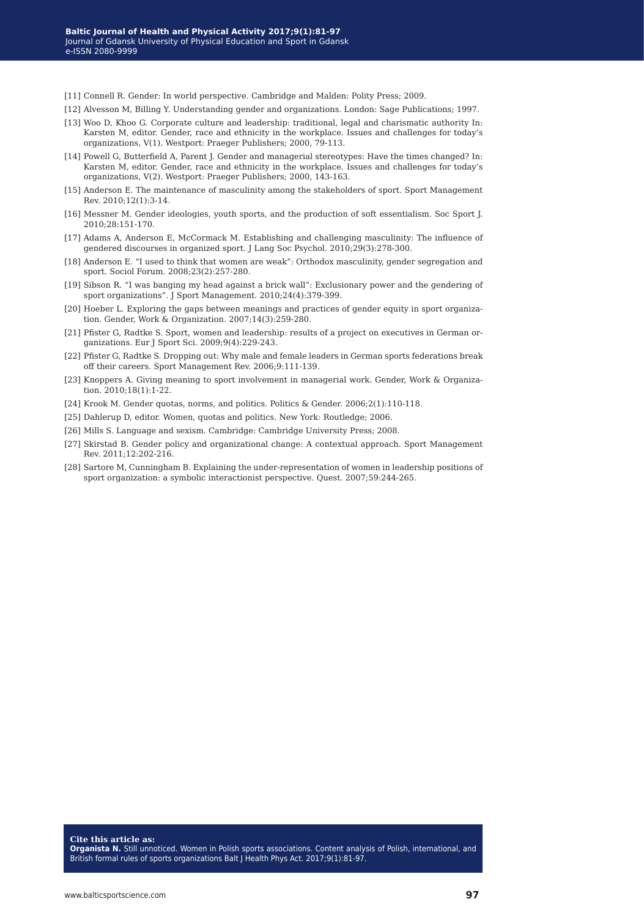[11] Connell R. Gender: In world perspective. Cambridge and Malden: Polity Press; 2009.

[12] Alvesson M, Billing Y. Understanding gender and organizations. London: Sage Publications; 1997.

[13] Woo D, Khoo G. Corporate culture and leadership: traditional, legal and charismatic authority In: Karsten M, editor. Gender, race and ethnicity in the workplace. Issues and challenges for today's organizations, V(1). Westport: Praeger Publishers; 2000, 79-113.

[14] Powell G, Butterfield A, Parent J. Gender and managerial stereotypes: Have the times changed? In: Karsten M, editor. Gender, race and ethnicity in the workplace. Issues and challenges for today's organizations, V(2). Westport: Praeger Publishers; 2000, 143-163.

[15] Anderson E. The maintenance of masculinity among the stakeholders of sport. Sport Management Rev. 2010;12(1):3-14.

[16] Messner M. Gender ideologies, youth sports, and the production of soft essentialism. Soc Sport J. 2010;28:151-170.

[17] Adams A, Anderson E, McCormack M. Establishing and challenging masculinity: The influence of gendered discourses in organized sport. J Lang Soc Psychol. 2010;29(3):278-300.

[18] Anderson E. "I used to think that women are weak": Orthodox masculinity, gender segregation and sport. Sociol Forum. 2008;23(2):257-280.

[19] Sibson R. "I was banging my head against a brick wall": Exclusionary power and the gendering of sport organizations". J Sport Management. 2010;24(4):379-399.

[20] Hoeber L. Exploring the gaps between meanings and practices of gender equity in sport organization. Gender, Work & Organization. 2007;14(3):259-280.

[21] Pfister G, Radtke S. Sport, women and leadership: results of a project on executives in German organizations. Eur J Sport Sci. 2009;9(4):229-243.

[22] Pfister G, Radtke S. Dropping out: Why male and female leaders in German sports federations break off their careers. Sport Management Rev. 2006;9:111-139.

[23] Knoppers A. Giving meaning to sport involvement in managerial work. Gender, Work & Organization. 2010;18(1):1-22.

[24] Krook M. Gender quotas, norms, and politics. Politics & Gender. 2006;2(1):110-118.

[25] Dahlerup D, editor. Women, quotas and politics. New York: Routledge; 2006.

[26] Mills S. Language and sexism. Cambridge: Cambridge University Press; 2008.

[27] Skirstad B. Gender policy and organizational change: A contextual approach. Sport Management Rev. 2011;12:202-216.

[28] Sartore M, Cunningham B. Explaining the under-representation of women in leadership positions of sport organization: a symbolic interactionist perspective. Quest. 2007;59:244-265.

**Cite this article as:**
**Organista N.** Still unnoticed. Women in Polish sports associations. Content analysis of Polish, international, and British formal rules of sports organizations Balt J Health Phys Act. 2017;9(1):81-97.